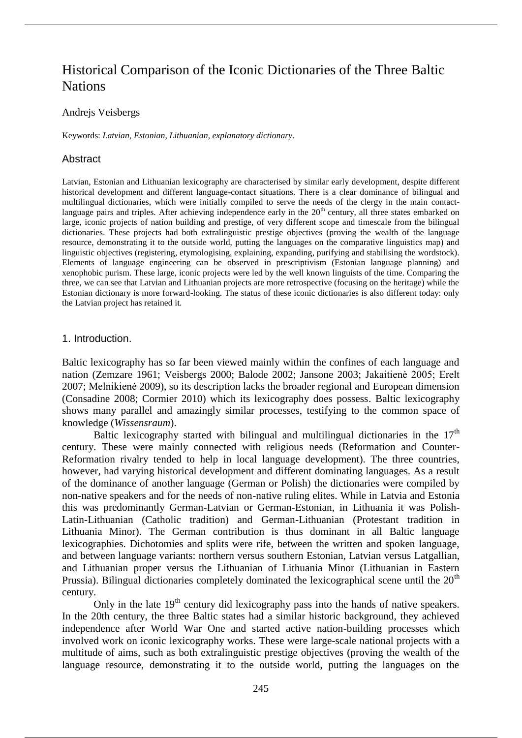# Historical Comparison of the Iconic Dictionaries of the Three Baltic Nations

Andrejs Veisbergs

Keywords: *Latvian*, *Estonian*, *Lithuanian*, *explanatory dictionary*.

## Abstract

Latvian, Estonian and Lithuanian lexicography are characterised by similar early development, despite different historical development and different language-contact situations. There is a clear dominance of bilingual and multilingual dictionaries, which were initially compiled to serve the needs of the clergy in the main contact-language pairs and triples. After achieving independence early in the 20th century, all three states embarked on large, iconic projects of nation building and prestige, of very different scope and timescale from the bilingual dictionaries. These projects had both extralinguistic prestige objectives (proving the wealth of the language resource, demonstrating it to the outside world, putting the languages on the comparative linguistics map) and linguistic objectives (registering, etymologising, explaining, expanding, purifying and stabilising the wordstock). Elements of language engineering can be observed in prescriptivism (Estonian language planning) and xenophobic purism. These large, iconic projects were led by the well known linguists of the time. Comparing the three, we can see that Latvian and Lithuanian projects are more retrospective (focusing on the heritage) while the Estonian dictionary is more forward-looking. The status of these iconic dictionaries is also different today: only the Latvian project has retained it.

## 1. Introduction.

Baltic lexicography has so far been viewed mainly within the confines of each language and nation (Zemzare 1961; Veisbergs 2000; Balode 2002; Jansone 2003; Jakaitienė 2005; Erelt 2007; Melnikienė 2009), so its description lacks the broader regional and European dimension (Consadine 2008; Cormier 2010) which its lexicography does possess. Baltic lexicography shows many parallel and amazingly similar processes, testifying to the common space of knowledge (*Wissensraum*).

Baltic lexicography started with bilingual and multilingual dictionaries in the 17th century. These were mainly connected with religious needs (Reformation and Counter-Reformation rivalry tended to help in local language development). The three countries, however, had varying historical development and different dominating languages. As a result of the dominance of another language (German or Polish) the dictionaries were compiled by non-native speakers and for the needs of non-native ruling elites. While in Latvia and Estonia this was predominantly German-Latvian or German-Estonian, in Lithuania it was Polish-Latin-Lithuanian (Catholic tradition) and German-Lithuanian (Protestant tradition in Lithuania Minor). The German contribution is thus dominant in all Baltic language lexicographies. Dichotomies and splits were rife, between the written and spoken language, and between language variants: northern versus southern Estonian, Latvian versus Latgallian, and Lithuanian proper versus the Lithuanian of Lithuania Minor (Lithuanian in Eastern Prussia). Bilingual dictionaries completely dominated the lexicographical scene until the 20th century.

Only in the late 19th century did lexicography pass into the hands of native speakers. In the 20th century, the three Baltic states had a similar historic background, they achieved independence after World War One and started active nation-building processes which involved work on iconic lexicography works. These were large-scale national projects with a multitude of aims, such as both extralinguistic prestige objectives (proving the wealth of the language resource, demonstrating it to the outside world, putting the languages on the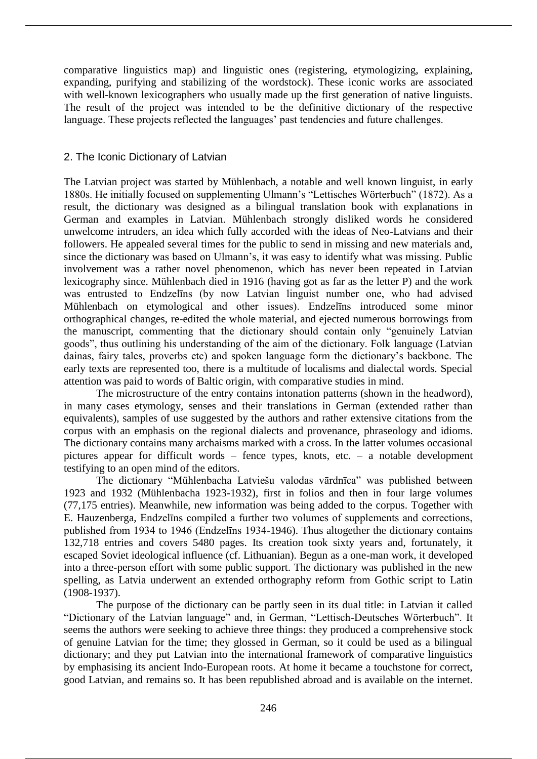comparative linguistics map) and linguistic ones (registering, etymologizing, explaining, expanding, purifying and stabilizing of the wordstock). These iconic works are associated with well-known lexicographers who usually made up the first generation of native linguists. The result of the project was intended to be the definitive dictionary of the respective language. These projects reflected the languages' past tendencies and future challenges.

## 2. The Iconic Dictionary of Latvian

The Latvian project was started by Mühlenbach, a notable and well known linguist, in early 1880s. He initially focused on supplementing Ulmann's "Lettisches Wörterbuch" (1872). As a result, the dictionary was designed as a bilingual translation book with explanations in German and examples in Latvian. Mühlenbach strongly disliked words he considered unwelcome intruders, an idea which fully accorded with the ideas of Neo-Latvians and their followers. He appealed several times for the public to send in missing and new materials and, since the dictionary was based on Ulmann's, it was easy to identify what was missing. Public involvement was a rather novel phenomenon, which has never been repeated in Latvian lexicography since. Mühlenbach died in 1916 (having got as far as the letter P) and the work was entrusted to Endzelīns (by now Latvian linguist number one, who had advised Mühlenbach on etymological and other issues). Endzelīns introduced some minor orthographical changes, re-edited the whole material, and ejected numerous borrowings from the manuscript, commenting that the dictionary should contain only "genuinely Latvian goods", thus outlining his understanding of the aim of the dictionary. Folk language (Latvian dainas, fairy tales, proverbs etc) and spoken language form the dictionary's backbone. The early texts are represented too, there is a multitude of localisms and dialectal words. Special attention was paid to words of Baltic origin, with comparative studies in mind.

The microstructure of the entry contains intonation patterns (shown in the headword), in many cases etymology, senses and their translations in German (extended rather than equivalents), samples of use suggested by the authors and rather extensive citations from the corpus with an emphasis on the regional dialects and provenance, phraseology and idioms. The dictionary contains many archaisms marked with a cross. In the latter volumes occasional pictures appear for difficult words – fence types, knots, etc. – a notable development testifying to an open mind of the editors.

The dictionary "Mühlenbacha Latviešu valodas vārdnīca" was published between 1923 and 1932 (Mühlenbacha 1923-1932), first in folios and then in four large volumes (77,175 entries). Meanwhile, new information was being added to the corpus. Together with E. Hauzenberga, Endzelīns compiled a further two volumes of supplements and corrections, published from 1934 to 1946 (Endzelīns 1934-1946). Thus altogether the dictionary contains 132,718 entries and covers 5480 pages. Its creation took sixty years and, fortunately, it escaped Soviet ideological influence (cf. Lithuanian). Begun as a one-man work, it developed into a three-person effort with some public support. The dictionary was published in the new spelling, as Latvia underwent an extended orthography reform from Gothic script to Latin (1908-1937).

The purpose of the dictionary can be partly seen in its dual title: in Latvian it called "Dictionary of the Latvian language" and, in German, "Lettisch-Deutsches Wörterbuch". It seems the authors were seeking to achieve three things: they produced a comprehensive stock of genuine Latvian for the time; they glossed in German, so it could be used as a bilingual dictionary; and they put Latvian into the international framework of comparative linguistics by emphasising its ancient Indo-European roots. At home it became a touchstone for correct, good Latvian, and remains so. It has been republished abroad and is available on the internet.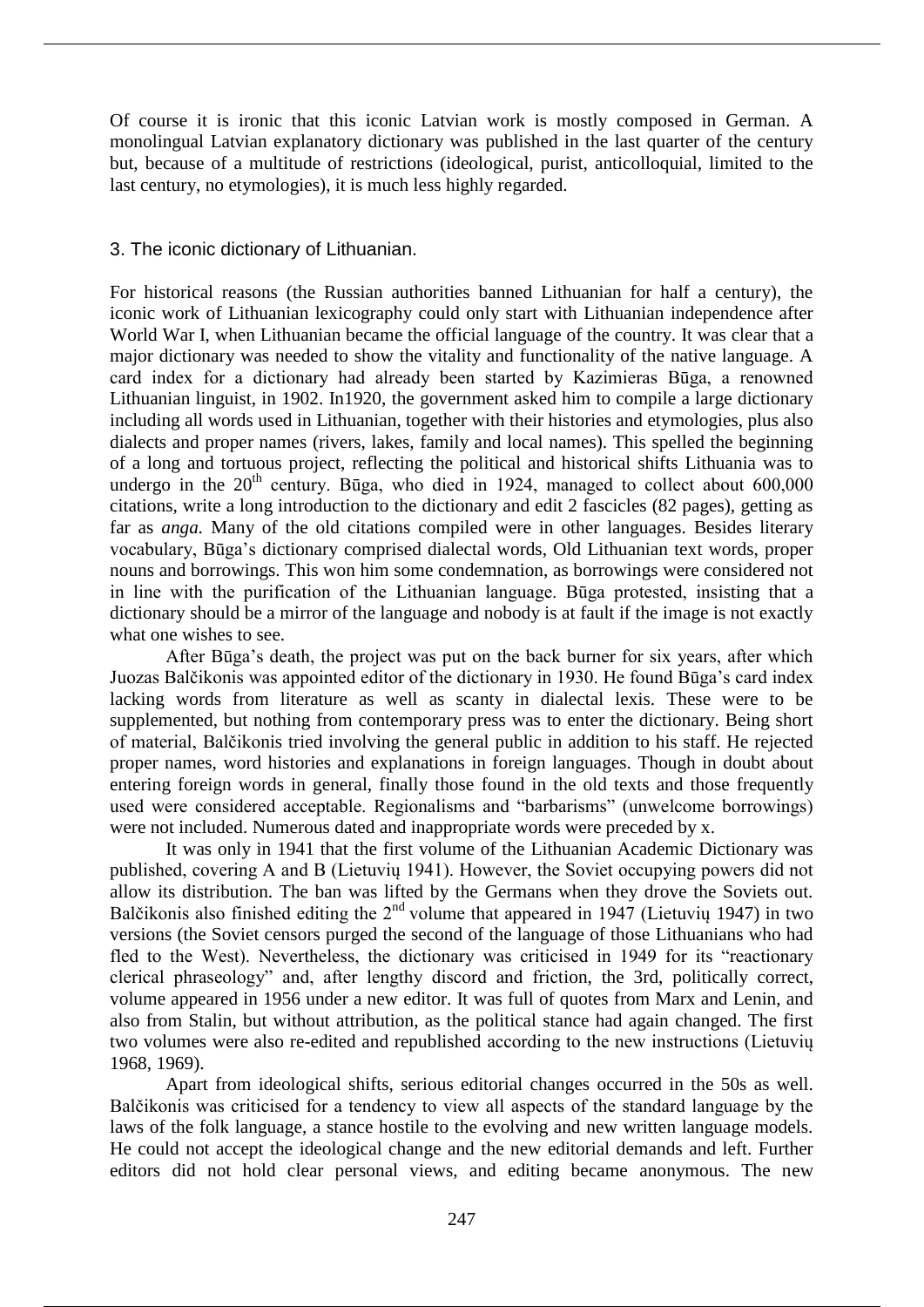Of course it is ironic that this iconic Latvian work is mostly composed in German. A monolingual Latvian explanatory dictionary was published in the last quarter of the century but, because of a multitude of restrictions (ideological, purist, anticolloquial, limited to the last century, no etymologies), it is much less highly regarded.

## 3. The iconic dictionary of Lithuanian.

For historical reasons (the Russian authorities banned Lithuanian for half a century), the iconic work of Lithuanian lexicography could only start with Lithuanian independence after World War I, when Lithuanian became the official language of the country. It was clear that a major dictionary was needed to show the vitality and functionality of the native language. A card index for a dictionary had already been started by Kazimieras Būga, a renowned Lithuanian linguist, in 1902. In1920, the government asked him to compile a large dictionary including all words used in Lithuanian, together with their histories and etymologies, plus also dialects and proper names (rivers, lakes, family and local names). This spelled the beginning of a long and tortuous project, reflecting the political and historical shifts Lithuania was to undergo in the 20th century. Būga, who died in 1924, managed to collect about 600,000 citations, write a long introduction to the dictionary and edit 2 fascicles (82 pages), getting as far as *anga.* Many of the old citations compiled were in other languages. Besides literary vocabulary, Būga's dictionary comprised dialectal words, Old Lithuanian text words, proper nouns and borrowings. This won him some condemnation, as borrowings were considered not in line with the purification of the Lithuanian language. Būga protested, insisting that a dictionary should be a mirror of the language and nobody is at fault if the image is not exactly what one wishes to see.

After Būga's death, the project was put on the back burner for six years, after which Juozas Balčikonis was appointed editor of the dictionary in 1930. He found Būga's card index lacking words from literature as well as scanty in dialectal lexis. These were to be supplemented, but nothing from contemporary press was to enter the dictionary. Being short of material, Balčikonis tried involving the general public in addition to his staff. He rejected proper names, word histories and explanations in foreign languages. Though in doubt about entering foreign words in general, finally those found in the old texts and those frequently used were considered acceptable. Regionalisms and "barbarisms" (unwelcome borrowings) were not included. Numerous dated and inappropriate words were preceded by x.

It was only in 1941 that the first volume of the Lithuanian Academic Dictionary was published, covering A and B (Lietuvių 1941). However, the Soviet occupying powers did not allow its distribution. The ban was lifted by the Germans when they drove the Soviets out. Balčikonis also finished editing the 2nd volume that appeared in 1947 (Lietuvių 1947) in two versions (the Soviet censors purged the second of the language of those Lithuanians who had fled to the West). Nevertheless, the dictionary was criticised in 1949 for its "reactionary clerical phraseology" and, after lengthy discord and friction, the 3rd, politically correct, volume appeared in 1956 under a new editor. It was full of quotes from Marx and Lenin, and also from Stalin, but without attribution, as the political stance had again changed. The first two volumes were also re-edited and republished according to the new instructions (Lietuvių 1968, 1969).

Apart from ideological shifts, serious editorial changes occurred in the 50s as well. Balčikonis was criticised for a tendency to view all aspects of the standard language by the laws of the folk language, a stance hostile to the evolving and new written language models. He could not accept the ideological change and the new editorial demands and left. Further editors did not hold clear personal views, and editing became anonymous. The new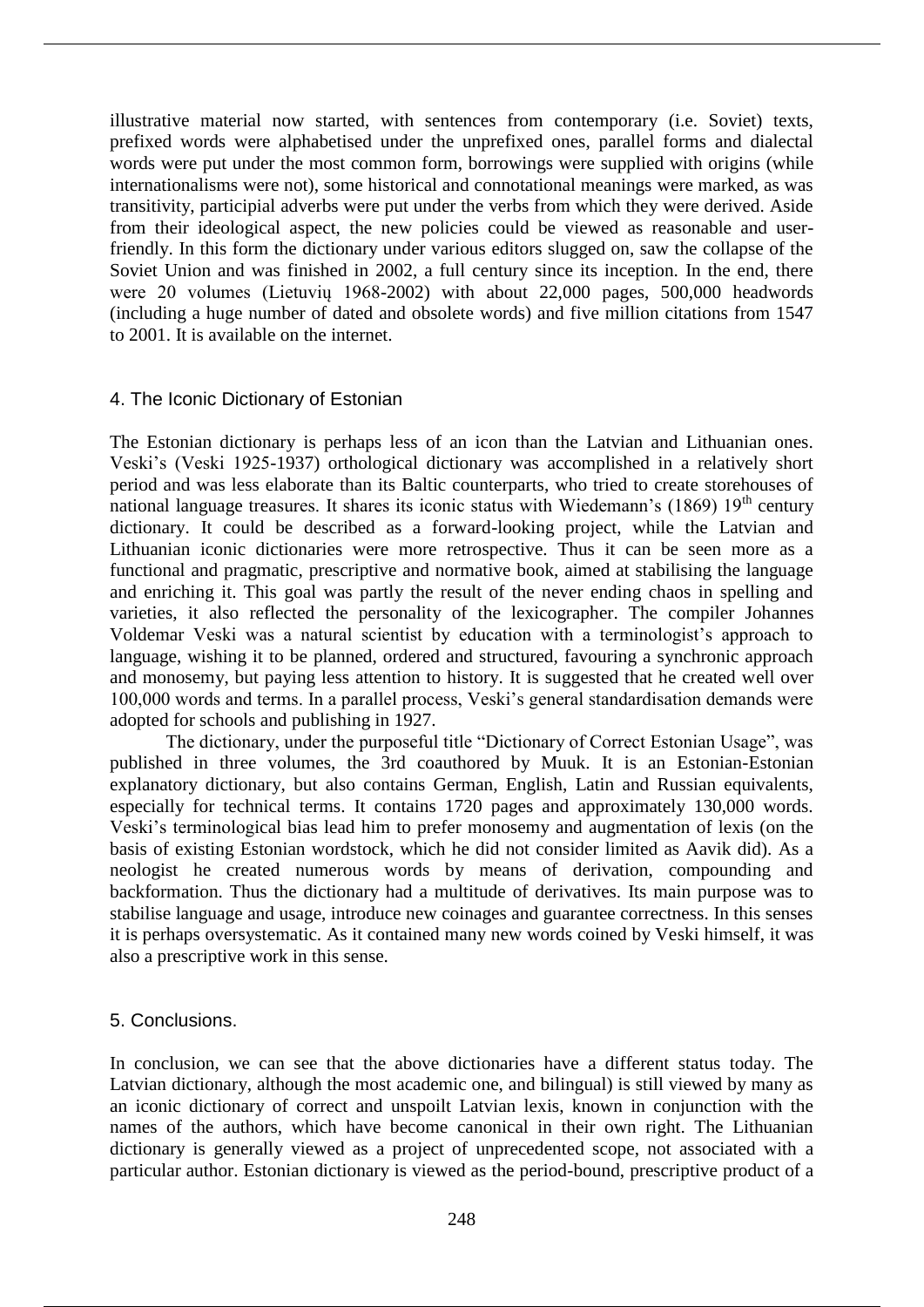illustrative material now started, with sentences from contemporary (i.e. Soviet) texts, prefixed words were alphabetised under the unprefixed ones, parallel forms and dialectal words were put under the most common form, borrowings were supplied with origins (while internationalisms were not), some historical and connotational meanings were marked, as was transitivity, participial adverbs were put under the verbs from which they were derived. Aside from their ideological aspect, the new policies could be viewed as reasonable and user-friendly. In this form the dictionary under various editors slugged on, saw the collapse of the Soviet Union and was finished in 2002, a full century since its inception. In the end, there were 20 volumes (Lietuvių 1968-2002) with about 22,000 pages, 500,000 headwords (including a huge number of dated and obsolete words) and five million citations from 1547 to 2001. It is available on the internet.

## 4. The Iconic Dictionary of Estonian

The Estonian dictionary is perhaps less of an icon than the Latvian and Lithuanian ones. Veski's (Veski 1925-1937) orthological dictionary was accomplished in a relatively short period and was less elaborate than its Baltic counterparts, who tried to create storehouses of national language treasures. It shares its iconic status with Wiedemann's (1869) 19th century dictionary. It could be described as a forward-looking project, while the Latvian and Lithuanian iconic dictionaries were more retrospective. Thus it can be seen more as a functional and pragmatic, prescriptive and normative book, aimed at stabilising the language and enriching it. This goal was partly the result of the never ending chaos in spelling and varieties, it also reflected the personality of the lexicographer. The compiler Johannes Voldemar Veski was a natural scientist by education with a terminologist's approach to language, wishing it to be planned, ordered and structured, favouring a synchronic approach and monosemy, but paying less attention to history. It is suggested that he created well over 100,000 words and terms. In a parallel process, Veski's general standardisation demands were adopted for schools and publishing in 1927.

The dictionary, under the purposeful title "Dictionary of Correct Estonian Usage", was published in three volumes, the 3rd coauthored by Muuk. It is an Estonian-Estonian explanatory dictionary, but also contains German, English, Latin and Russian equivalents, especially for technical terms. It contains 1720 pages and approximately 130,000 words. Veski's terminological bias lead him to prefer monosemy and augmentation of lexis (on the basis of existing Estonian wordstock, which he did not consider limited as Aavik did). As a neologist he created numerous words by means of derivation, compounding and backformation. Thus the dictionary had a multitude of derivatives. Its main purpose was to stabilise language and usage, introduce new coinages and guarantee correctness. In this senses it is perhaps oversystematic. As it contained many new words coined by Veski himself, it was also a prescriptive work in this sense.

## 5. Conclusions.

In conclusion, we can see that the above dictionaries have a different status today. The Latvian dictionary, although the most academic one, and bilingual) is still viewed by many as an iconic dictionary of correct and unspoilt Latvian lexis, known in conjunction with the names of the authors, which have become canonical in their own right. The Lithuanian dictionary is generally viewed as a project of unprecedented scope, not associated with a particular author. Estonian dictionary is viewed as the period-bound, prescriptive product of a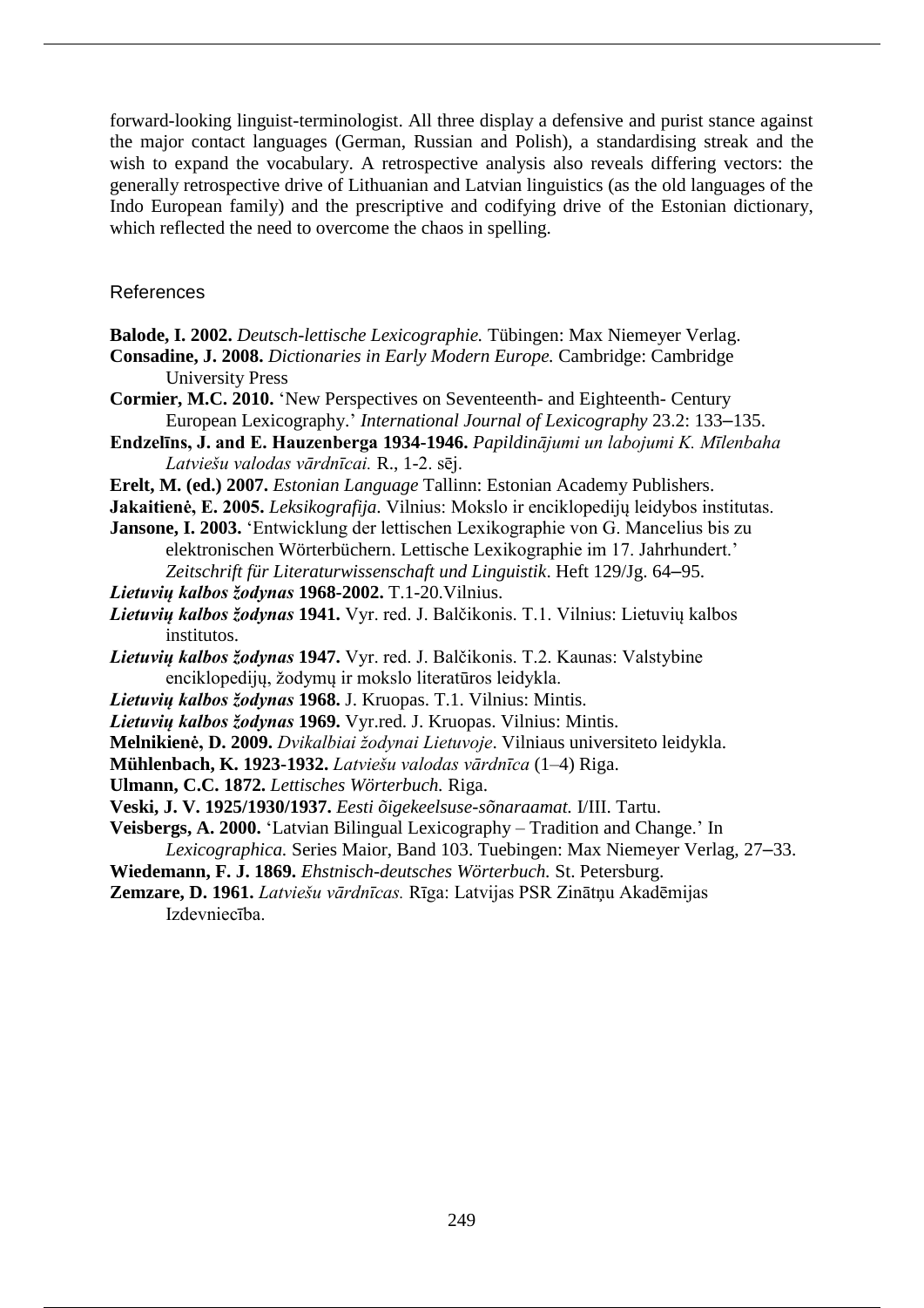forward-looking linguist-terminologist. All three display a defensive and purist stance against the major contact languages (German, Russian and Polish), a standardising streak and the wish to expand the vocabulary. A retrospective analysis also reveals differing vectors: the generally retrospective drive of Lithuanian and Latvian linguistics (as the old languages of the Indo European family) and the prescriptive and codifying drive of the Estonian dictionary, which reflected the need to overcome the chaos in spelling.

## References

**Balode, I. 2002.** *Deutsch-lettische Lexicographie.* Tübingen: Max Niemeyer Verlag.

**Consadine, J. 2008.** *Dictionaries in Early Modern Europe.* Cambridge: Cambridge University Press

**Cormier, M.C. 2010.** 'New Perspectives on Seventeenth- and Eighteenth- Century European Lexicography.' *International Journal of Lexicography* 23.2: 133–135.

**Endzelīns, J. and E. Hauzenberga 1934-1946.** *Papildinājumi un labojumi K. Mīlenbaha Latviešu valodas vārdnīcai.* R., 1-2. sēj.

**Erelt, M. (ed.) 2007.** *Estonian Language* Tallinn: Estonian Academy Publishers.

**Jakaitienė, E. 2005.** *Leksikografija.* Vilnius: Mokslo ir enciklopedijų leidybos institutas.

**Jansone, I. 2003.** 'Entwicklung der lettischen Lexikographie von G. Mancelius bis zu elektronischen Wörterbüchern. Lettische Lexikographie im 17. Jahrhundert.' *Zeitschrift für Literaturwissenschaft und Linguistik*. Heft 129/Jg. 64–95.

***Lietuvių kalbos žodynas* 1968-2002.** T.1-20.Vilnius.

***Lietuvių kalbos žodynas* 1941.** Vyr. red. J. Balčikonis. T.1. Vilnius: Lietuvių kalbos institutos.

***Lietuvių kalbos žodynas* 1947.** Vyr. red. J. Balčikonis. T.2. Kaunas: Valstybine enciklopedijų, žodymų ir mokslo literatūros leidykla.

***Lietuvių kalbos žodynas* 1968.** J. Kruopas. T.1. Vilnius: Mintis.

***Lietuvių kalbos žodynas* 1969.** Vyr.red. J. Kruopas. Vilnius: Mintis.

**Melnikienė, D. 2009.** *Dvikalbiai žodynai Lietuvoje*. Vilniaus universiteto leidykla.

**Mühlenbach, K. 1923-1932.** *Latviešu valodas vārdnīca* (1–4) Riga.

**Ulmann, C.C. 1872.** *Lettisches Wörterbuch.* Riga.

**Veski, J. V. 1925/1930/1937.** *Eesti õigekeelsuse-sõnaraamat.* I/III. Tartu.

**Veisbergs, A. 2000.** 'Latvian Bilingual Lexicography – Tradition and Change.' In *Lexicographica.* Series Maior, Band 103. Tuebingen: Max Niemeyer Verlag, 27–33.

**Wiedemann, F. J. 1869.** *Ehstnisch-deutsches Wörterbuch.* St. Petersburg.

**Zemzare, D. 1961.** *Latviešu vārdnīcas.* Rīga: Latvijas PSR Zinātņu Akadēmijas Izdevniecība.